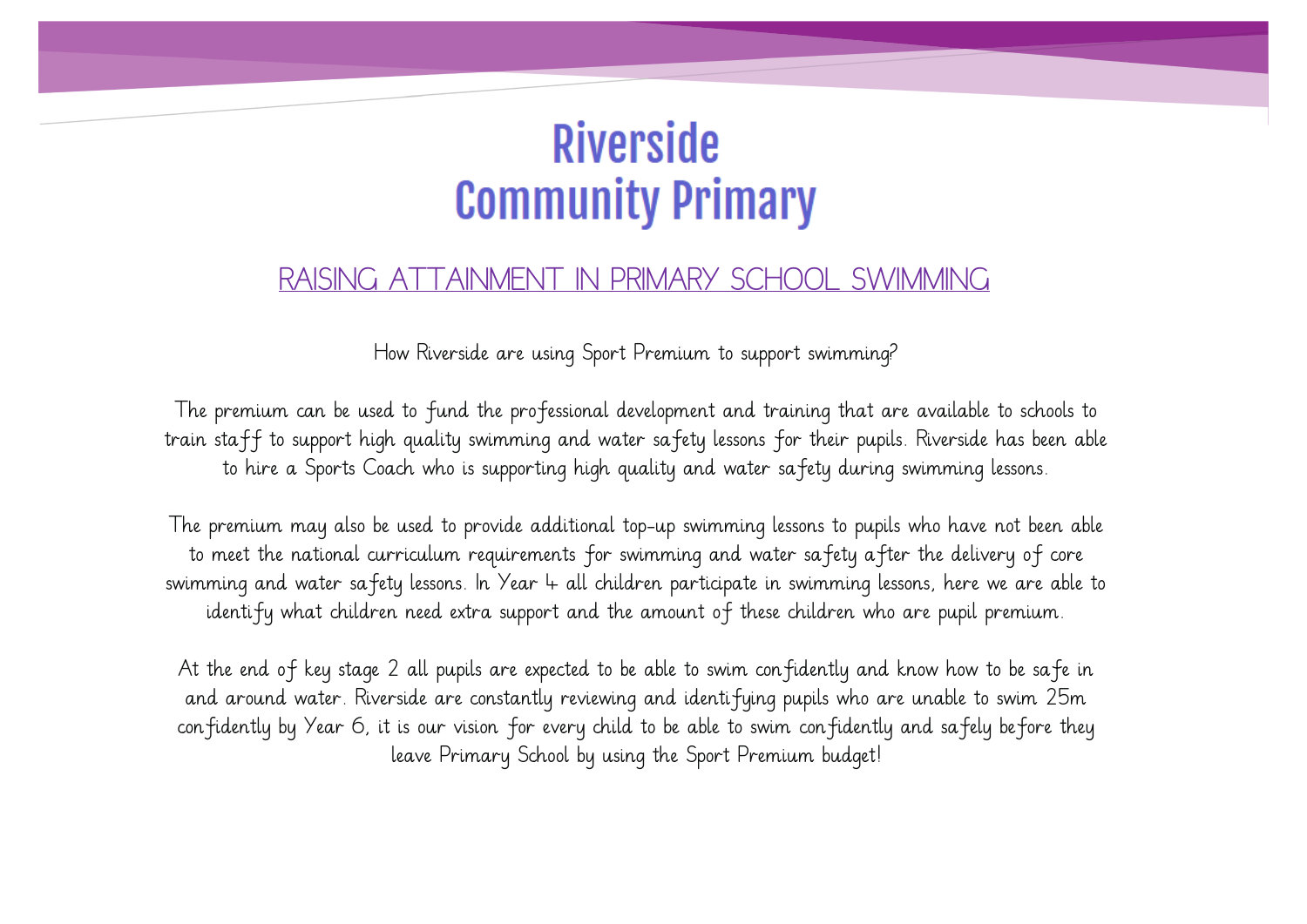# Riverside Community Primary

## RAISING ATTAINMENT IN PRIMARY SCHOOL SWIMMING

How Riverside are using Sport Premium to support swimming?

The premium can be used to fund the professional development and training that are available to schools to train staff to support high quality swimming and water safety lessons for their pupils. Riverside has been able to hire a Sports Coach who is supporting high quality and water safety during swimming lessons.

The premium may also be used to provide additional top-up swimming lessons to pupils who have not been able to meet the national curriculum requirements for swimming and water safety after the delivery of core swimming and water safety lessons. In Year 4 all children participate in swimming lessons, here we are able to identify what children need extra support and the amount of these children who are pupil premium.

At the end of key stage 2 all pupils are expected to be able to swim confidently and know how to be safe in and around water. Riverside are constantly reviewing and identifying pupils who are unable to swim 25m confidently by Year 6, it is our vision for every child to be able to swim confidently and safely before they leave Primary School by using the Sport Premium budget!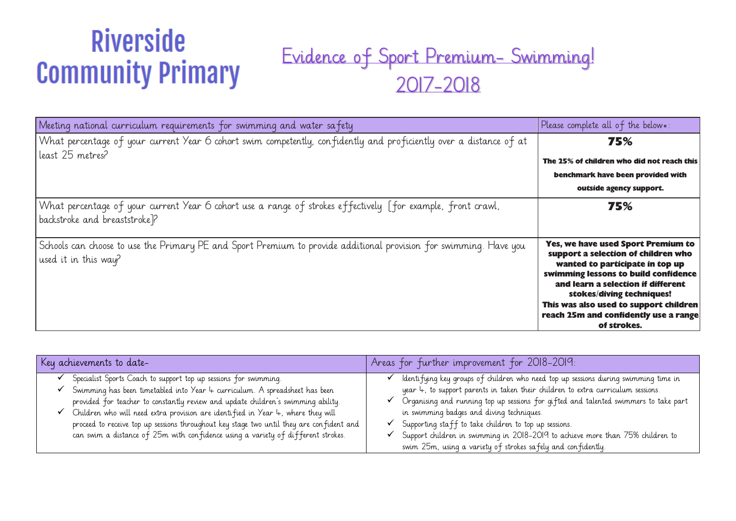# Riverside Community Primary

## Evidence of Sport Premium- Swimming! 2017-2018

| Meeting national curriculum requirements for swimming and water safety | Please complete all of the below*: |
| --- | --- |
| What percentage of your current Year 6 cohort swim competently, confidently and proficiently over a distance of at least 25 metres? | **75%** **The 25% of children who did not reach this benchmark have been provided with outside agency support.** |
| What percentage of your current Year 6 cohort use a range of strokes effectively [for example, front crawl, backstroke and breaststroke]? | **75%** |
| Schools can choose to use the Primary PE and Sport Premium to provide additional provision for swimming. Have you used it in this way? | **Yes, we have used Sport Premium to support a selection of children who wanted to participate in top up swimming lessons to build confidence and learn a selection if different stokes/diving techniques! This was also used to support children reach 25m and confidently use a range of strokes.** |

| Key achievements to date- | Areas for further improvement for 2018-2019: |
| --- | --- |
| ✓ Specialist Sports Coach to support top up sessions for swimming.<br>✓ Swimming has been timetabled into Year 4 curriculum. A spreadsheet has been provided for teacher to constantly review and update children's swimming ability.<br>✓ Children who will need extra provision are identified in Year 4, where they will proceed to receive top up sessions throughout key stage two until they are confident and can swim a distance of 25m with confidence using a variety of different strokes. | ✓ Identifying key groups of children who need top up sessions during swimming time in year 4, to support parents in taken their children to extra curriculum sessions.<br>✓ Organising and running top up sessions for gifted and talented swimmers to take part in swimming badges and diving techniques.<br>✓ Supporting staff to take children to top up sessions.<br>✓ Support children in swimming in 2018-2019 to achieve more than 75% children to swim 25m, using a variety of strokes safely and confidently. |